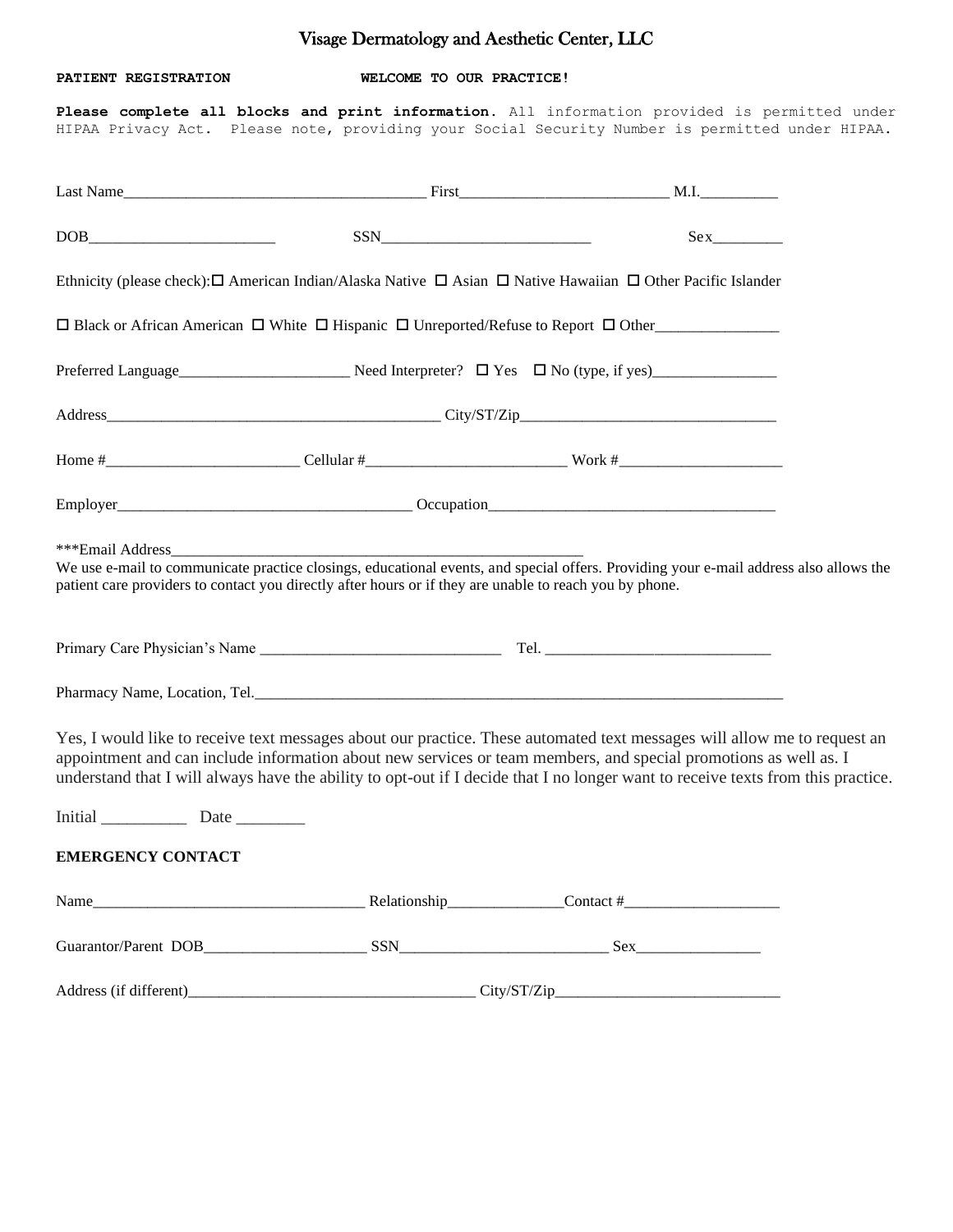# Visage Dermatology and Aesthetic Center, LLC

**PATIENT REGISTRATION** **WELCOME TO OUR PRACTICE!**

**Please complete all blocks and print information.** All information provided is permitted under HIPAA Privacy Act. Please note, providing your Social Security Number is permitted under HIPAA.

Last Name_______________________________________ First___________________________ M.I.__________

DOB________________________ SSN___________________________ Sex_________

Ethnicity (please check): ☐ American Indian/Alaska Native ☐ Asian ☐ Native Hawaiian ☐ Other Pacific Islander

☐ Black or African American ☐ White ☐ Hispanic ☐ Unreported/Refuse to Report ☐ Other________________

Preferred Language______________________ Need Interpreter? ☐ Yes ☐ No (type, if yes)________________

Address__________________________________________ City/ST/Zip_________________________________

Home #_________________________ Cellular #_________________________ Work #_____________________

Employer_____________________________________ Occupation_____________________________________

***Email Address________________________________________________________

We use e-mail to communicate practice closings, educational events, and special offers. Providing your e-mail address also allows the patient care providers to contact you directly after hours or if they are unable to reach you by phone.

Primary Care Physician's Name _______________________________ Tel. _____________________________

Pharmacy Name, Location, Tel.______________________________________________________________________

Yes, I would like to receive text messages about our practice. These automated text messages will allow me to request an appointment and can include information about new services or team members, and special promotions as well as. I understand that I will always have the ability to opt-out if I decide that I no longer want to receive texts from this practice.

Initial __________ Date ________

**EMERGENCY CONTACT**

Name__________________________________ Relationship_______________Contact #____________________

Guarantor/Parent DOB_____________________ SSN___________________________ Sex________________

Address (if different)____________________________________ City/ST/Zip_____________________________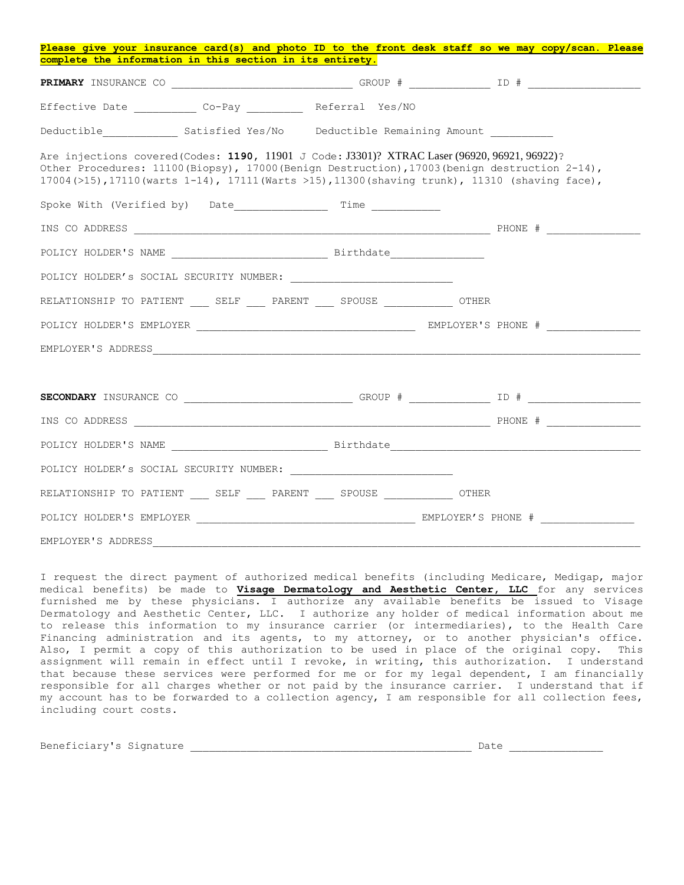**Please give your insurance card(s) and photo ID to the front desk staff so we may copy/scan. Please complete the information in this section in its entirety.**

**PRIMARY** INSURANCE CO ____________________________ GROUP # ____________ ID # _________________

Effective Date _________ Co-Pay ________ Referral Yes/NO

Deductible___________ Satisfied Yes/No Deductible Remaining Amount _________

Are injections covered(Codes: **1190**, 11901 J Code: J3301)? XTRAC Laser (96920, 96921, 96922)?
Other Procedures: 11100(Biopsy), 17000(Benign Destruction), 17003(benign destruction 2-14), 17004(>15), 17110(warts 1-14), 17111(Warts >15), 11300(shaving trunk), 11310 (shaving face),

Spoke With (Verified by) Date______________ Time __________

INS CO ADDRESS _______________________________________________________ PHONE # ______________

POLICY HOLDER'S NAME ________________________ Birthdate______________

POLICY HOLDER's SOCIAL SECURITY NUMBER: _________________________

RELATIONSHIP TO PATIENT ___ SELF ___ PARENT ___ SPOUSE __________ OTHER

POLICY HOLDER'S EMPLOYER __________________________________ EMPLOYER'S PHONE # ______________

EMPLOYER'S ADDRESS___________________________________________________________________________

**SECONDARY** INSURANCE CO __________________________ GROUP # ____________ ID # _________________

INS CO ADDRESS _______________________________________________________ PHONE # ______________

POLICY HOLDER'S NAME ________________________ Birthdate______________________________________

POLICY HOLDER's SOCIAL SECURITY NUMBER: _________________________

RELATIONSHIP TO PATIENT ___ SELF ___ PARENT ___ SPOUSE __________ OTHER

POLICY HOLDER'S EMPLOYER __________________________________ EMPLOYER'S PHONE # ______________

EMPLOYER'S ADDRESS___________________________________________________________________________

I request the direct payment of authorized medical benefits (including Medicare, Medigap, major medical benefits) be made to **Visage Dermatology and Aesthetic Center, LLC** for any services furnished me by these physicians. I authorize any available benefits be issued to Visage Dermatology and Aesthetic Center, LLC. I authorize any holder of medical information about me to release this information to my insurance carrier (or intermediaries), to the Health Care Financing administration and its agents, to my attorney, or to another physician's office. Also, I permit a copy of this authorization to be used in place of the original copy. This assignment will remain in effect until I revoke, in writing, this authorization. I understand that because these services were performed for me or for my legal dependent, I am financially responsible for all charges whether or not paid by the insurance carrier. I understand that if my account has to be forwarded to a collection agency, I am responsible for all collection fees, including court costs.

Beneficiary's Signature ___________________________________________ Date ______________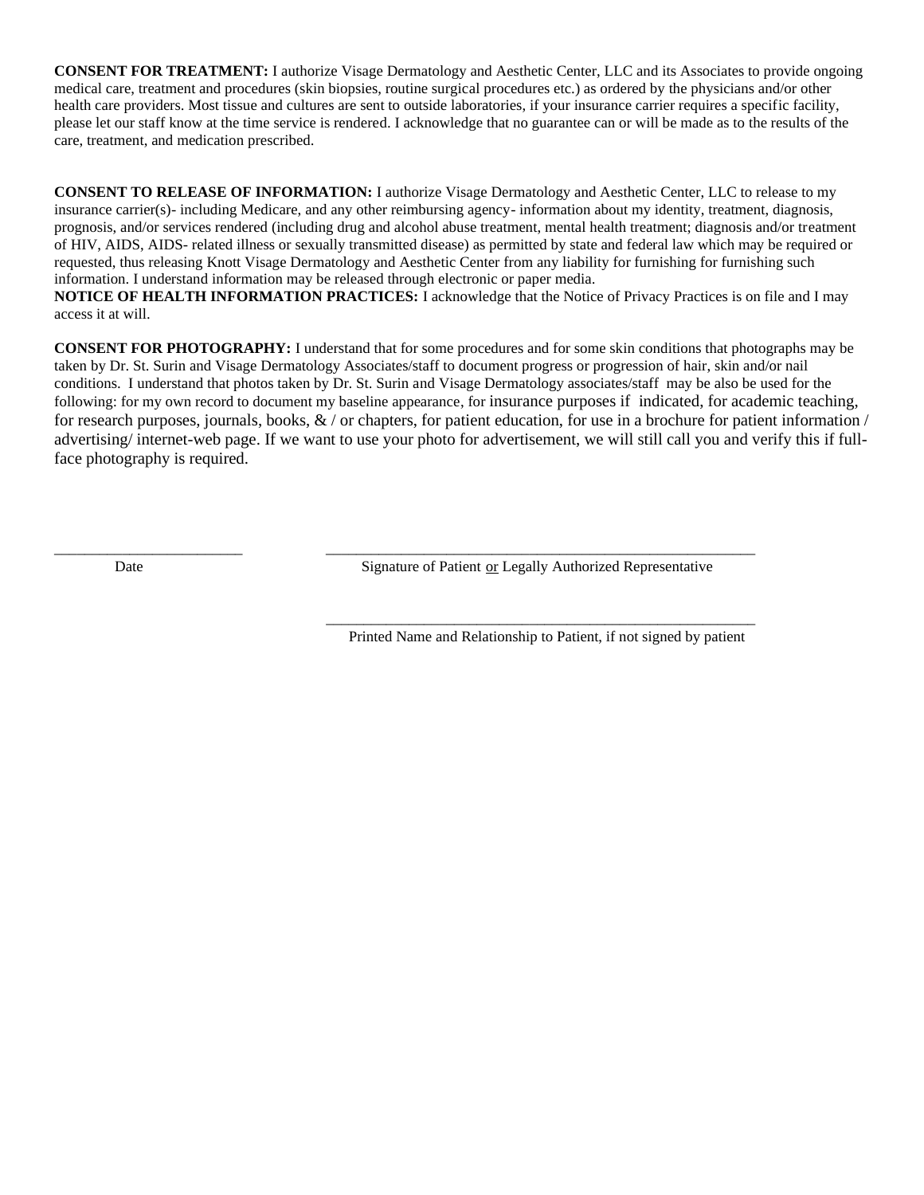**CONSENT FOR TREATMENT:** I authorize Visage Dermatology and Aesthetic Center, LLC and its Associates to provide ongoing medical care, treatment and procedures (skin biopsies, routine surgical procedures etc.) as ordered by the physicians and/or other health care providers. Most tissue and cultures are sent to outside laboratories, if your insurance carrier requires a specific facility, please let our staff know at the time service is rendered. I acknowledge that no guarantee can or will be made as to the results of the care, treatment, and medication prescribed.

**CONSENT TO RELEASE OF INFORMATION:** I authorize Visage Dermatology and Aesthetic Center, LLC to release to my insurance carrier(s)- including Medicare, and any other reimbursing agency- information about my identity, treatment, diagnosis, prognosis, and/or services rendered (including drug and alcohol abuse treatment, mental health treatment; diagnosis and/or treatment of HIV, AIDS, AIDS- related illness or sexually transmitted disease) as permitted by state and federal law which may be required or requested, thus releasing Knott Visage Dermatology and Aesthetic Center from any liability for furnishing for furnishing such information. I understand information may be released through electronic or paper media.

**NOTICE OF HEALTH INFORMATION PRACTICES:** I acknowledge that the Notice of Privacy Practices is on file and I may access it at will.

**CONSENT FOR PHOTOGRAPHY:** I understand that for some procedures and for some skin conditions that photographs may be taken by Dr. St. Surin and Visage Dermatology Associates/staff to document progress or progression of hair, skin and/or nail conditions. I understand that photos taken by Dr. St. Surin and Visage Dermatology associates/staff may be also be used for the following: for my own record to document my baseline appearance, for insurance purposes if indicated, for academic teaching, for research purposes, journals, books, & / or chapters, for patient education, for use in a brochure for patient information / advertising/ internet-web page. If we want to use your photo for advertisement, we will still call you and verify this if full-face photography is required.

________________________ ____________________________________________________________

Date Signature of Patient <u>or</u> Legally Authorized Representative

____________________________________________________________

Printed Name and Relationship to Patient, if not signed by patient